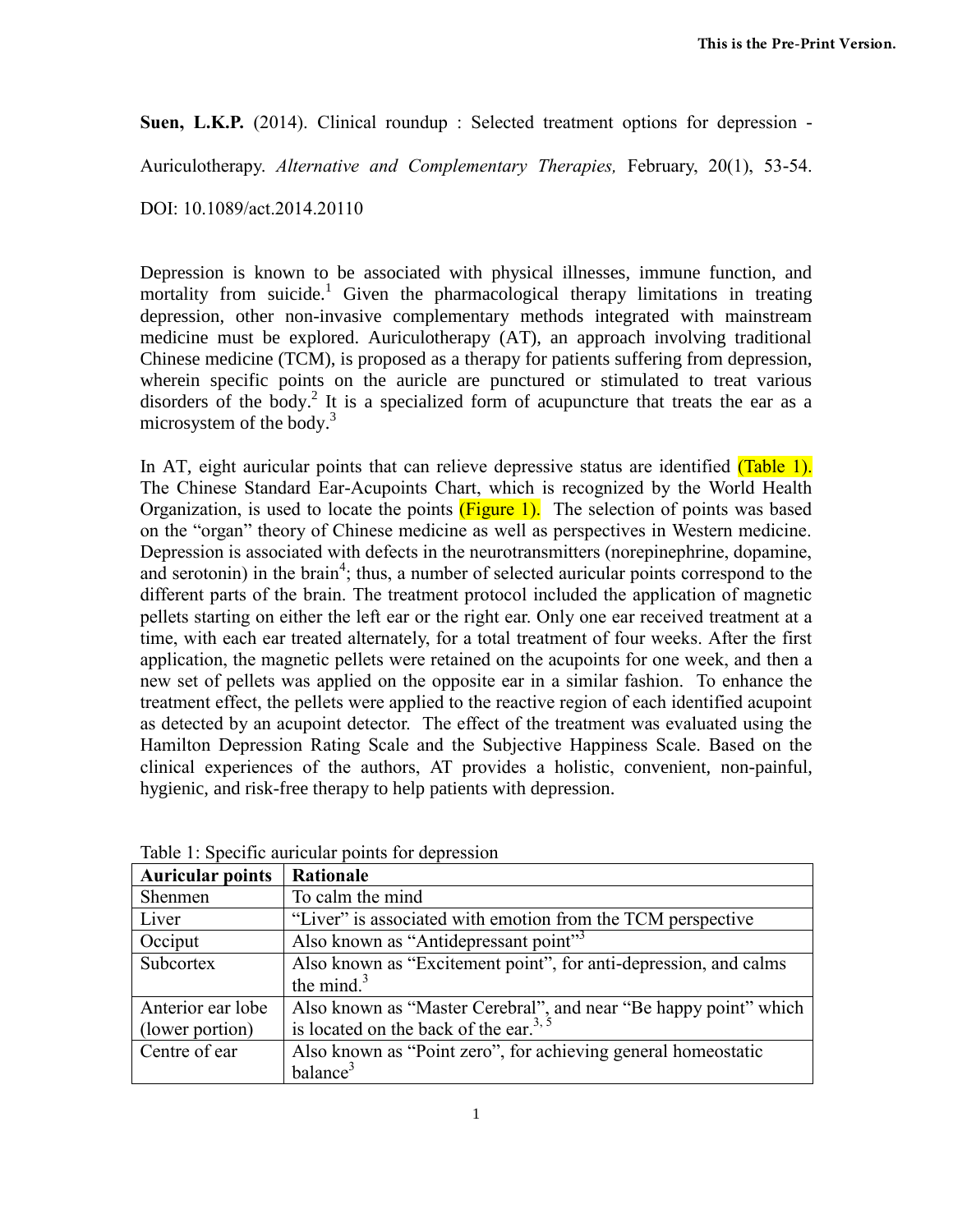**Suen, L.K.P.** (2014). Clinical roundup : Selected treatment options for depression - Auriculotherapy. *Alternative and Complementary Therapies,* February, 20(1), 53-54. DOI: 10.1089/act.2014.20110

Depression is known to be associated with physical illnesses, immune function, and mortality from suicide.[1] Given the pharmacological therapy limitations in treating depression, other non-invasive complementary methods integrated with mainstream medicine must be explored. Auriculotherapy (AT), an approach involving traditional Chinese medicine (TCM), is proposed as a therapy for patients suffering from depression, wherein specific points on the auricle are punctured or stimulated to treat various disorders of the body.[2] It is a specialized form of acupuncture that treats the ear as a microsystem of the body.[3]

In AT, eight auricular points that can relieve depressive status are identified (Table 1). The Chinese Standard Ear-Acupoints Chart, which is recognized by the World Health Organization, is used to locate the points (Figure 1). The selection of points was based on the "organ" theory of Chinese medicine as well as perspectives in Western medicine. Depression is associated with defects in the neurotransmitters (norepinephrine, dopamine, and serotonin) in the brain[4]; thus, a number of selected auricular points correspond to the different parts of the brain. The treatment protocol included the application of magnetic pellets starting on either the left ear or the right ear. Only one ear received treatment at a time, with each ear treated alternately, for a total treatment of four weeks. After the first application, the magnetic pellets were retained on the acupoints for one week, and then a new set of pellets was applied on the opposite ear in a similar fashion. To enhance the treatment effect, the pellets were applied to the reactive region of each identified acupoint as detected by an acupoint detector. The effect of the treatment was evaluated using the Hamilton Depression Rating Scale and the Subjective Happiness Scale. Based on the clinical experiences of the authors, AT provides a holistic, convenient, non-painful, hygienic, and risk-free therapy to help patients with depression.

Table 1: Specific auricular points for depression

| Auricular points | Rationale |
|---|---|
| Shenmen | To calm the mind |
| Liver | "Liver" is associated with emotion from the TCM perspective |
| Occiput | Also known as "Antidepressant point"[3] |
| Subcortex | Also known as "Excitement point", for anti-depression, and calms the mind.[3] |
| Anterior ear lobe (lower portion) | Also known as "Master Cerebral", and near "Be happy point" which is located on the back of the ear.[3, 5] |
| Centre of ear | Also known as "Point zero", for achieving general homeostatic balance[3] |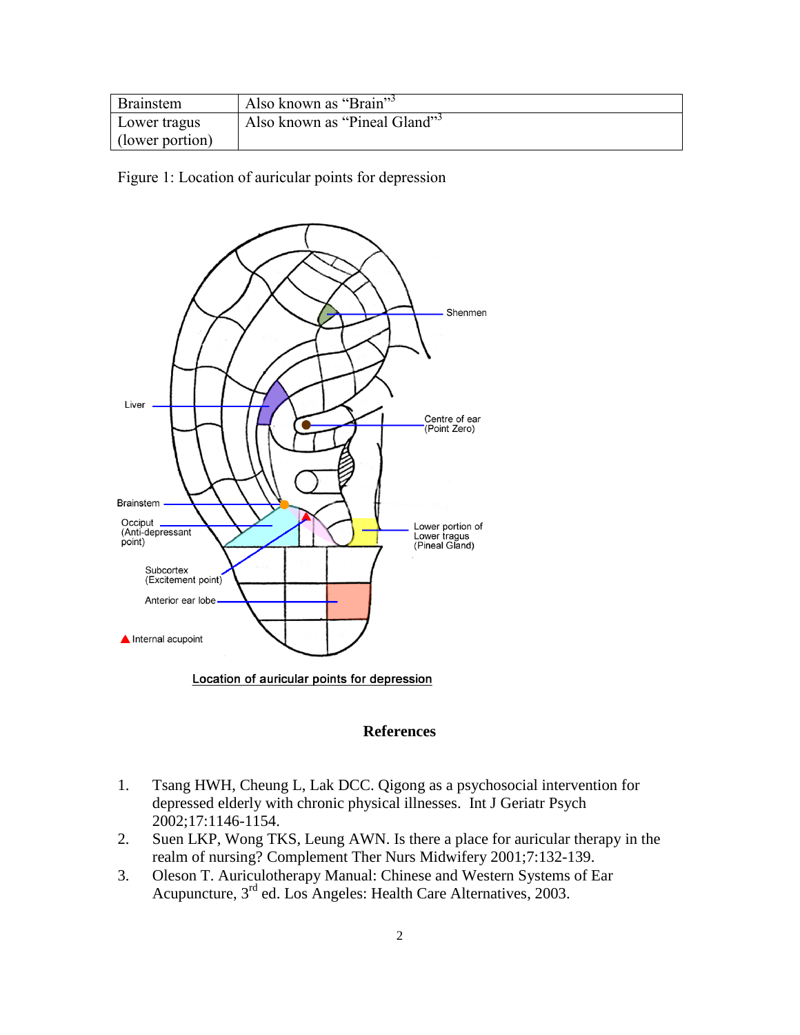| Brainstem | Also known as "Brain"[3] |
|---|---|
| Lower tragus (lower portion) | Also known as "Pineal Gland"[3] |

Figure 1: Location of auricular points for depression

Shenmen

Liver

Centre of ear (Point Zero)

Brainstem

Occiput (Anti-depressant point)

Lower portion of Lower tragus (Pineal Gland)

Subcortex (Excitement point)

Anterior ear lobe

▲ Internal acupoint

Location of auricular points for depression

## References

1. Tsang HWH, Cheung L, Lak DCC. Qigong as a psychosocial intervention for depressed elderly with chronic physical illnesses. Int J Geriatr Psych 2002;17:1146-1154.
2. Suen LKP, Wong TKS, Leung AWN. Is there a place for auricular therapy in the realm of nursing? Complement Ther Nurs Midwifery 2001;7:132-139.
3. Oleson T. Auriculotherapy Manual: Chinese and Western Systems of Ear Acupuncture, 3rd ed. Los Angeles: Health Care Alternatives, 2003.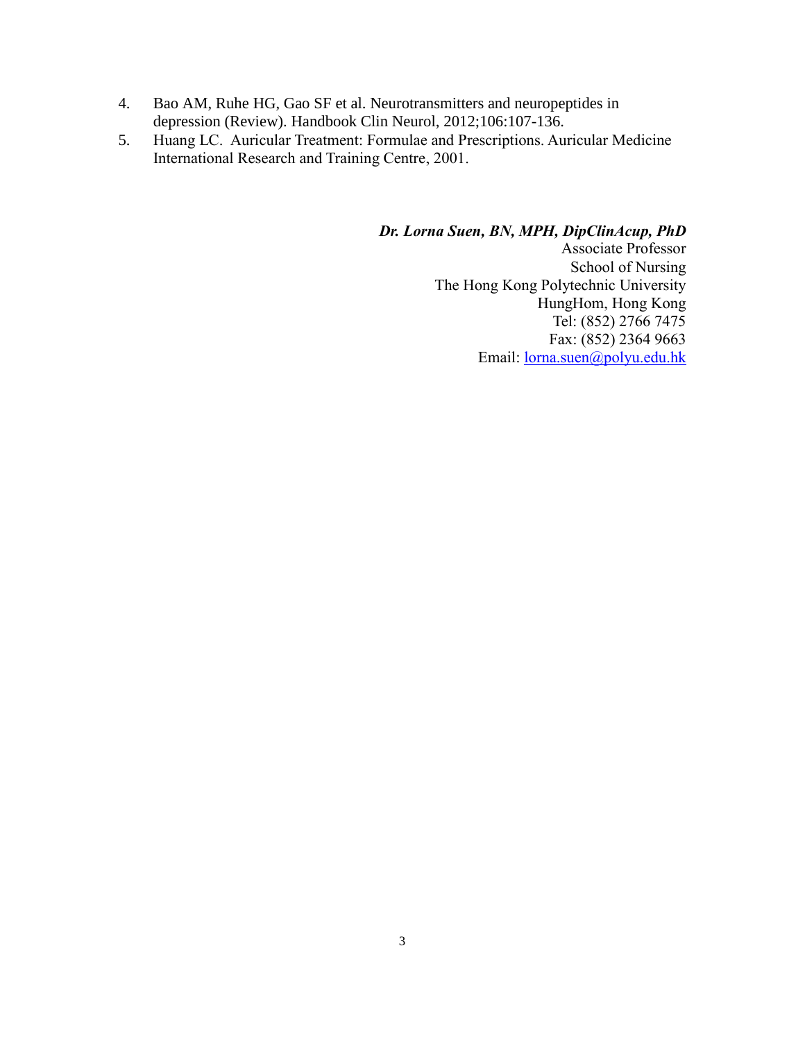4. Bao AM, Ruhe HG, Gao SF et al. Neurotransmitters and neuropeptides in depression (Review). Handbook Clin Neurol, 2012;106:107-136.
5. Huang LC. Auricular Treatment: Formulae and Prescriptions. Auricular Medicine International Research and Training Centre, 2001.

***Dr. Lorna Suen, BN, MPH, DipClinAcup, PhD***
Associate Professor
School of Nursing
The Hong Kong Polytechnic University
HungHom, Hong Kong
Tel: (852) 2766 7475
Fax: (852) 2364 9663
Email: lorna.suen@polyu.edu.hk